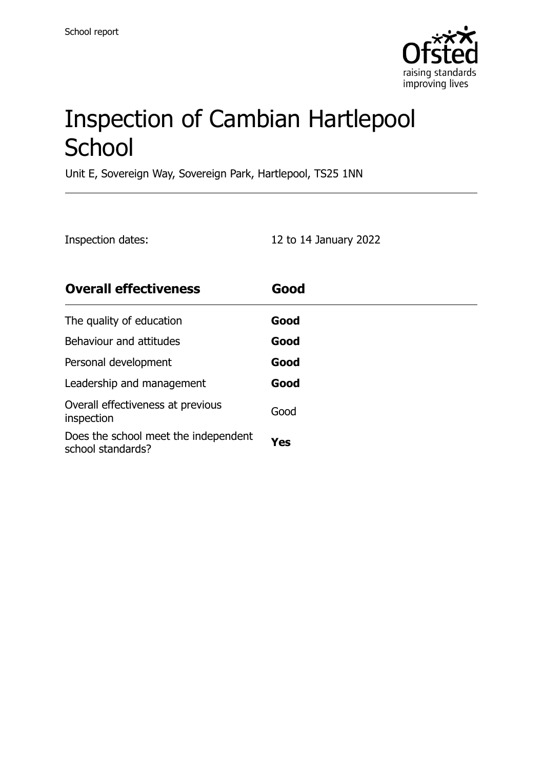School report

# Inspection of Cambian Hartlepool School

Unit E, Sovereign Way, Sovereign Park, Hartlepool, TS25 1NN

Inspection dates: 12 to 14 January 2022

| **Overall effectiveness** | **Good** |
| --- | --- |
| The quality of education | **Good** |
| Behaviour and attitudes | **Good** |
| Personal development | **Good** |
| Leadership and management | **Good** |
| Overall effectiveness at previous inspection | Good |
| Does the school meet the independent school standards? | **Yes** |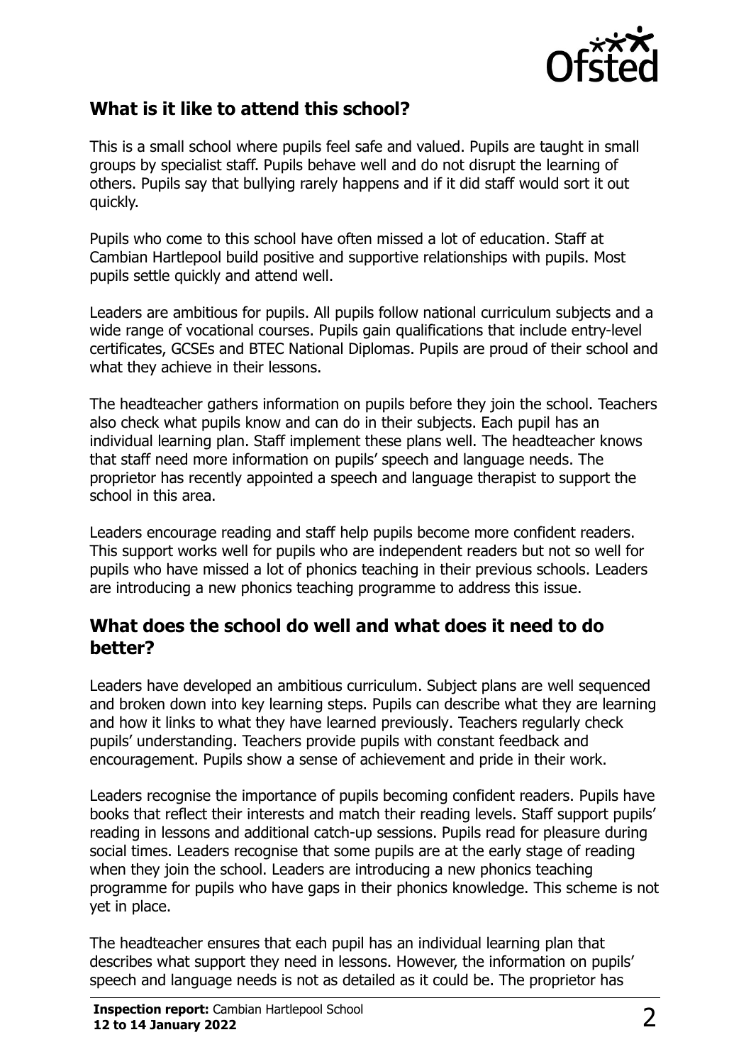## What is it like to attend this school?

This is a small school where pupils feel safe and valued. Pupils are taught in small groups by specialist staff. Pupils behave well and do not disrupt the learning of others. Pupils say that bullying rarely happens and if it did staff would sort it out quickly.

Pupils who come to this school have often missed a lot of education. Staff at Cambian Hartlepool build positive and supportive relationships with pupils. Most pupils settle quickly and attend well.

Leaders are ambitious for pupils. All pupils follow national curriculum subjects and a wide range of vocational courses. Pupils gain qualifications that include entry-level certificates, GCSEs and BTEC National Diplomas. Pupils are proud of their school and what they achieve in their lessons.

The headteacher gathers information on pupils before they join the school. Teachers also check what pupils know and can do in their subjects. Each pupil has an individual learning plan. Staff implement these plans well. The headteacher knows that staff need more information on pupils' speech and language needs. The proprietor has recently appointed a speech and language therapist to support the school in this area.

Leaders encourage reading and staff help pupils become more confident readers. This support works well for pupils who are independent readers but not so well for pupils who have missed a lot of phonics teaching in their previous schools. Leaders are introducing a new phonics teaching programme to address this issue.

## What does the school do well and what does it need to do better?

Leaders have developed an ambitious curriculum. Subject plans are well sequenced and broken down into key learning steps. Pupils can describe what they are learning and how it links to what they have learned previously. Teachers regularly check pupils' understanding. Teachers provide pupils with constant feedback and encouragement. Pupils show a sense of achievement and pride in their work.

Leaders recognise the importance of pupils becoming confident readers. Pupils have books that reflect their interests and match their reading levels. Staff support pupils' reading in lessons and additional catch-up sessions. Pupils read for pleasure during social times. Leaders recognise that some pupils are at the early stage of reading when they join the school. Leaders are introducing a new phonics teaching programme for pupils who have gaps in their phonics knowledge. This scheme is not yet in place.

The headteacher ensures that each pupil has an individual learning plan that describes what support they need in lessons. However, the information on pupils' speech and language needs is not as detailed as it could be. The proprietor has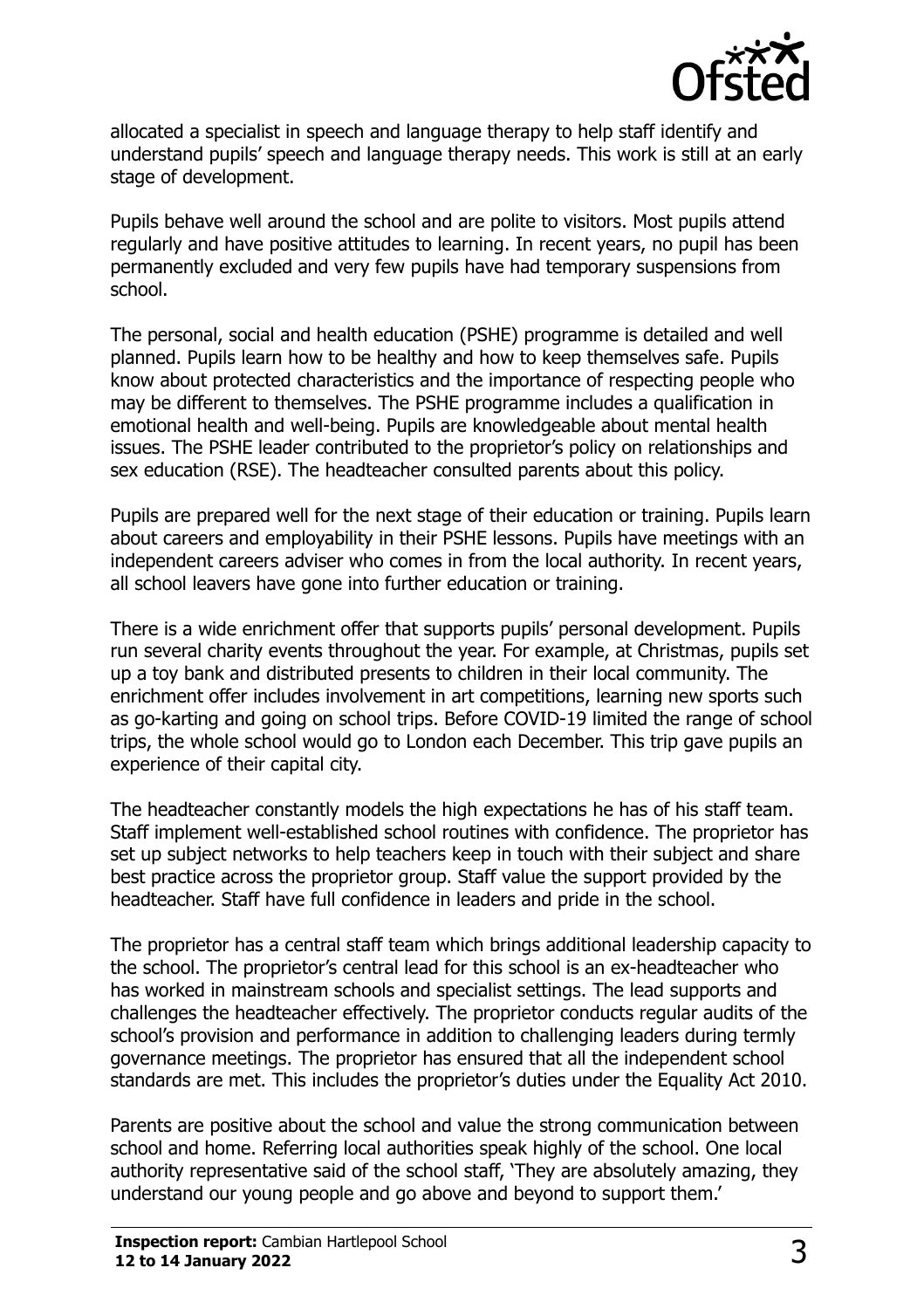allocated a specialist in speech and language therapy to help staff identify and understand pupils' speech and language therapy needs. This work is still at an early stage of development.

Pupils behave well around the school and are polite to visitors. Most pupils attend regularly and have positive attitudes to learning. In recent years, no pupil has been permanently excluded and very few pupils have had temporary suspensions from school.

The personal, social and health education (PSHE) programme is detailed and well planned. Pupils learn how to be healthy and how to keep themselves safe. Pupils know about protected characteristics and the importance of respecting people who may be different to themselves. The PSHE programme includes a qualification in emotional health and well-being. Pupils are knowledgeable about mental health issues. The PSHE leader contributed to the proprietor's policy on relationships and sex education (RSE). The headteacher consulted parents about this policy.

Pupils are prepared well for the next stage of their education or training. Pupils learn about careers and employability in their PSHE lessons. Pupils have meetings with an independent careers adviser who comes in from the local authority. In recent years, all school leavers have gone into further education or training.

There is a wide enrichment offer that supports pupils' personal development. Pupils run several charity events throughout the year. For example, at Christmas, pupils set up a toy bank and distributed presents to children in their local community. The enrichment offer includes involvement in art competitions, learning new sports such as go-karting and going on school trips. Before COVID-19 limited the range of school trips, the whole school would go to London each December. This trip gave pupils an experience of their capital city.

The headteacher constantly models the high expectations he has of his staff team. Staff implement well-established school routines with confidence. The proprietor has set up subject networks to help teachers keep in touch with their subject and share best practice across the proprietor group. Staff value the support provided by the headteacher. Staff have full confidence in leaders and pride in the school.

The proprietor has a central staff team which brings additional leadership capacity to the school. The proprietor's central lead for this school is an ex-headteacher who has worked in mainstream schools and specialist settings. The lead supports and challenges the headteacher effectively. The proprietor conducts regular audits of the school's provision and performance in addition to challenging leaders during termly governance meetings. The proprietor has ensured that all the independent school standards are met. This includes the proprietor's duties under the Equality Act 2010.

Parents are positive about the school and value the strong communication between school and home. Referring local authorities speak highly of the school. One local authority representative said of the school staff, 'They are absolutely amazing, they understand our young people and go above and beyond to support them.'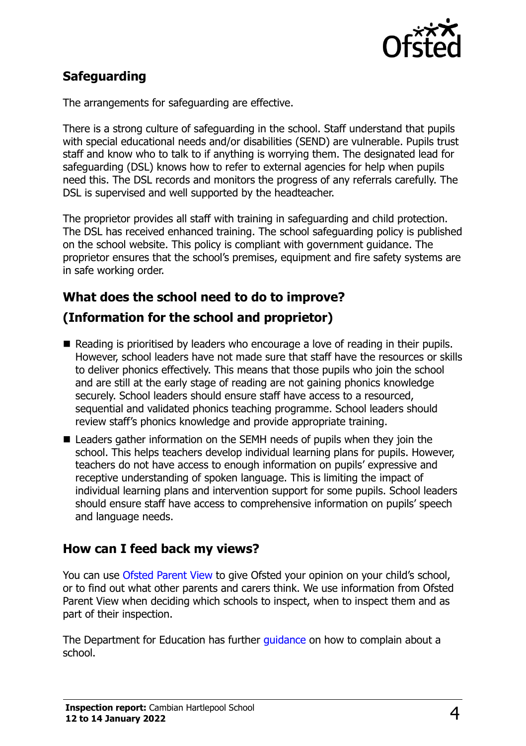## Safeguarding

The arrangements for safeguarding are effective.

There is a strong culture of safeguarding in the school. Staff understand that pupils with special educational needs and/or disabilities (SEND) are vulnerable. Pupils trust staff and know who to talk to if anything is worrying them. The designated lead for safeguarding (DSL) knows how to refer to external agencies for help when pupils need this. The DSL records and monitors the progress of any referrals carefully. The DSL is supervised and well supported by the headteacher.

The proprietor provides all staff with training in safeguarding and child protection. The DSL has received enhanced training. The school safeguarding policy is published on the school website. This policy is compliant with government guidance. The proprietor ensures that the school's premises, equipment and fire safety systems are in safe working order.

## What does the school need to do to improve?
## (Information for the school and proprietor)

- Reading is prioritised by leaders who encourage a love of reading in their pupils. However, school leaders have not made sure that staff have the resources or skills to deliver phonics effectively. This means that those pupils who join the school and are still at the early stage of reading are not gaining phonics knowledge securely. School leaders should ensure staff have access to a resourced, sequential and validated phonics teaching programme. School leaders should review staff's phonics knowledge and provide appropriate training.
- Leaders gather information on the SEMH needs of pupils when they join the school. This helps teachers develop individual learning plans for pupils. However, teachers do not have access to enough information on pupils' expressive and receptive understanding of spoken language. This is limiting the impact of individual learning plans and intervention support for some pupils. School leaders should ensure staff have access to comprehensive information on pupils' speech and language needs.

## How can I feed back my views?

You can use Ofsted Parent View to give Ofsted your opinion on your child's school, or to find out what other parents and carers think. We use information from Ofsted Parent View when deciding which schools to inspect, when to inspect them and as part of their inspection.

The Department for Education has further guidance on how to complain about a school.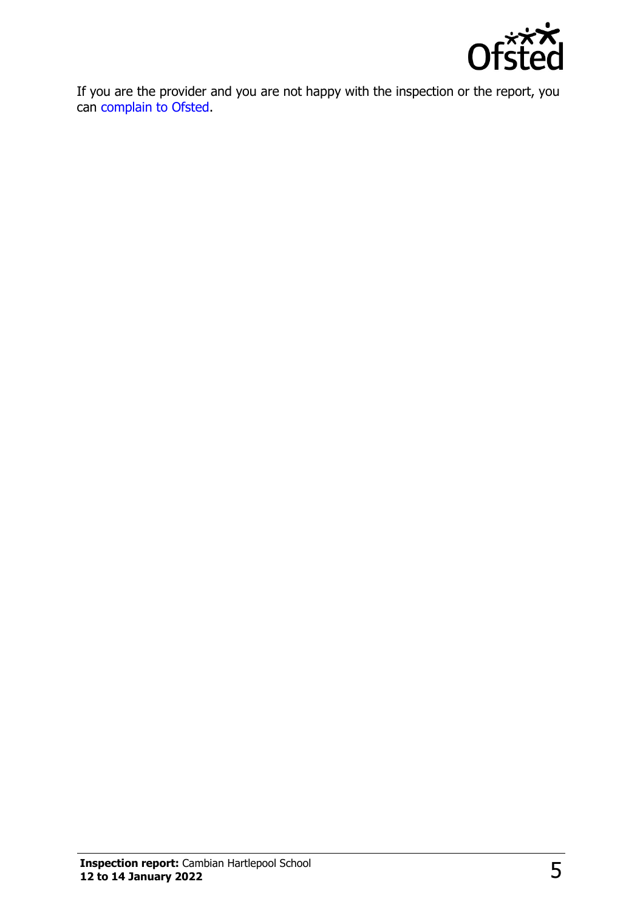If you are the provider and you are not happy with the inspection or the report, you can complain to Ofsted.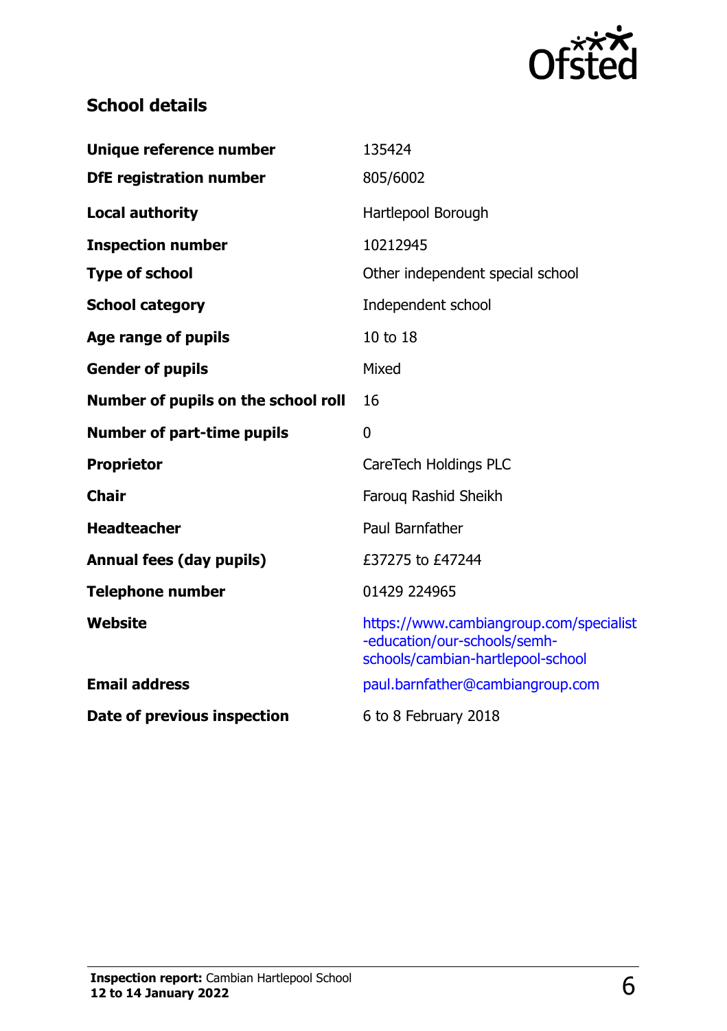## School details

| | |
|---|---|
| **Unique reference number** | 135424 |
| **DfE registration number** | 805/6002 |
| **Local authority** | Hartlepool Borough |
| **Inspection number** | 10212945 |
| **Type of school** | Other independent special school |
| **School category** | Independent school |
| **Age range of pupils** | 10 to 18 |
| **Gender of pupils** | Mixed |
| **Number of pupils on the school roll** | 16 |
| **Number of part-time pupils** | 0 |
| **Proprietor** | CareTech Holdings PLC |
| **Chair** | Farouq Rashid Sheikh |
| **Headteacher** | Paul Barnfather |
| **Annual fees (day pupils)** | £37275 to £47244 |
| **Telephone number** | 01429 224965 |
| **Website** | https://www.cambiangroup.com/specialist-education/our-schools/semh-schools/cambian-hartlepool-school |
| **Email address** | paul.barnfather@cambiangroup.com |
| **Date of previous inspection** | 6 to 8 February 2018 |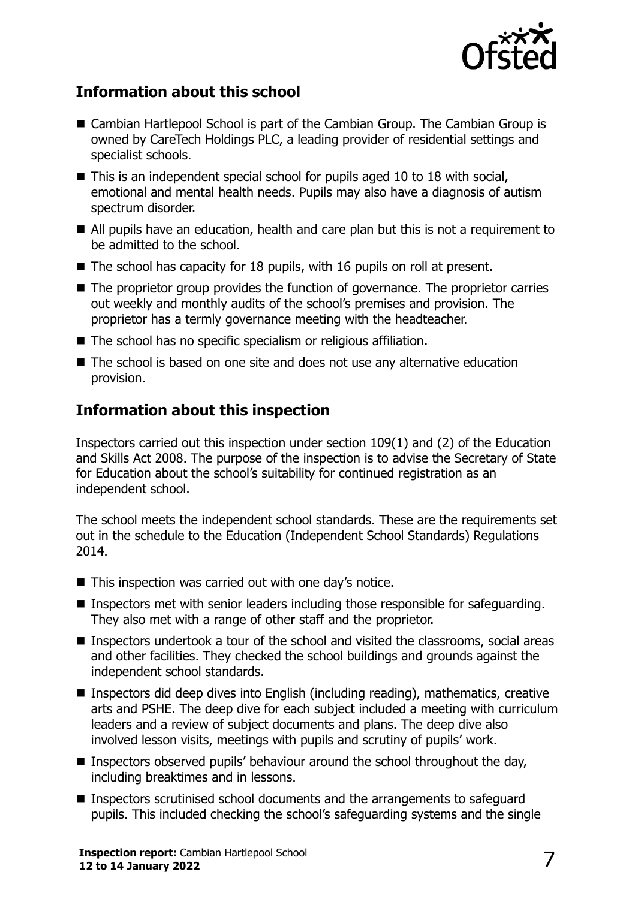## Information about this school

- Cambian Hartlepool School is part of the Cambian Group. The Cambian Group is owned by CareTech Holdings PLC, a leading provider of residential settings and specialist schools.
- This is an independent special school for pupils aged 10 to 18 with social, emotional and mental health needs. Pupils may also have a diagnosis of autism spectrum disorder.
- All pupils have an education, health and care plan but this is not a requirement to be admitted to the school.
- The school has capacity for 18 pupils, with 16 pupils on roll at present.
- The proprietor group provides the function of governance. The proprietor carries out weekly and monthly audits of the school's premises and provision. The proprietor has a termly governance meeting with the headteacher.
- The school has no specific specialism or religious affiliation.
- The school is based on one site and does not use any alternative education provision.

## Information about this inspection

Inspectors carried out this inspection under section 109(1) and (2) of the Education and Skills Act 2008. The purpose of the inspection is to advise the Secretary of State for Education about the school's suitability for continued registration as an independent school.

The school meets the independent school standards. These are the requirements set out in the schedule to the Education (Independent School Standards) Regulations 2014.

- This inspection was carried out with one day's notice.
- Inspectors met with senior leaders including those responsible for safeguarding. They also met with a range of other staff and the proprietor.
- Inspectors undertook a tour of the school and visited the classrooms, social areas and other facilities. They checked the school buildings and grounds against the independent school standards.
- Inspectors did deep dives into English (including reading), mathematics, creative arts and PSHE. The deep dive for each subject included a meeting with curriculum leaders and a review of subject documents and plans. The deep dive also involved lesson visits, meetings with pupils and scrutiny of pupils' work.
- Inspectors observed pupils' behaviour around the school throughout the day, including breaktimes and in lessons.
- Inspectors scrutinised school documents and the arrangements to safeguard pupils. This included checking the school's safeguarding systems and the single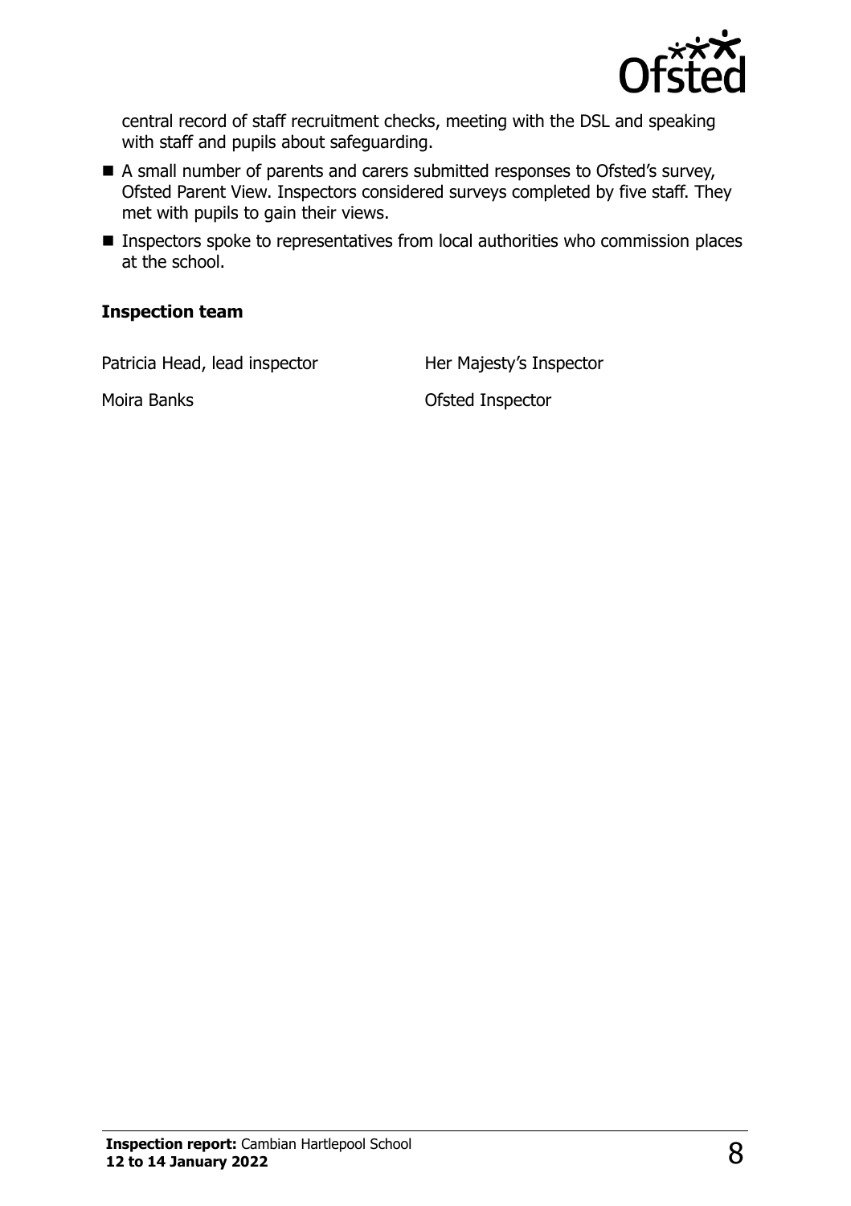central record of staff recruitment checks, meeting with the DSL and speaking with staff and pupils about safeguarding.

- A small number of parents and carers submitted responses to Ofsted's survey, Ofsted Parent View. Inspectors considered surveys completed by five staff. They met with pupils to gain their views.
- Inspectors spoke to representatives from local authorities who commission places at the school.

### Inspection team

| | |
|---|---|
| Patricia Head, lead inspector | Her Majesty's Inspector |
| Moira Banks | Ofsted Inspector |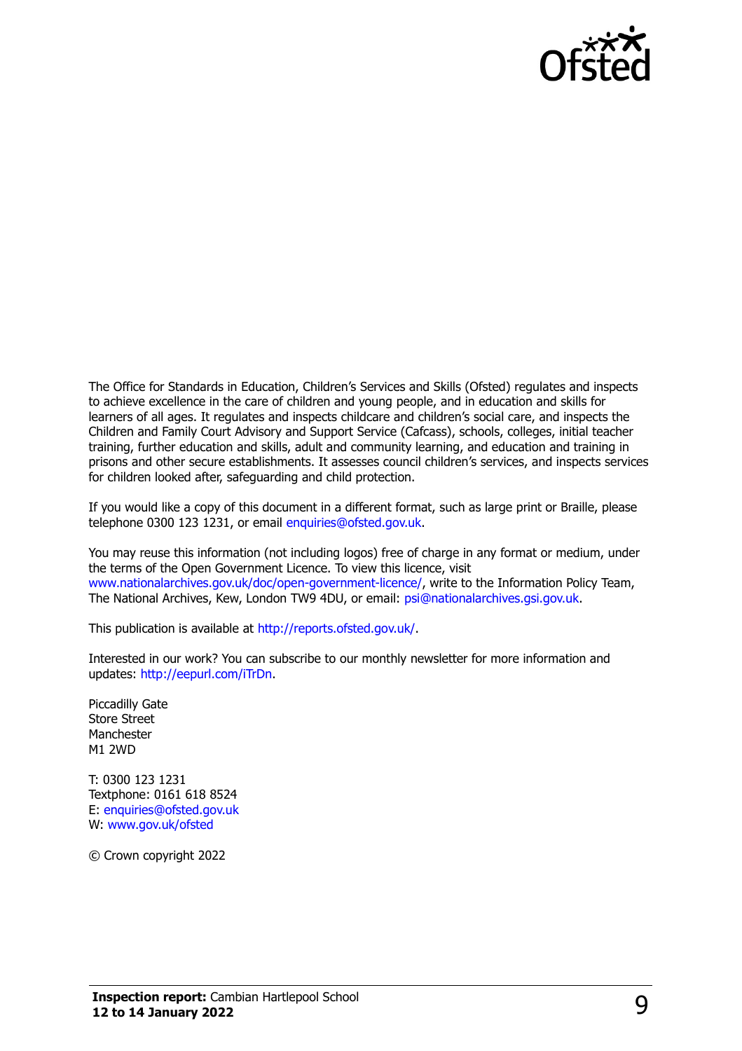The Office for Standards in Education, Children's Services and Skills (Ofsted) regulates and inspects to achieve excellence in the care of children and young people, and in education and skills for learners of all ages. It regulates and inspects childcare and children's social care, and inspects the Children and Family Court Advisory and Support Service (Cafcass), schools, colleges, initial teacher training, further education and skills, adult and community learning, and education and training in prisons and other secure establishments. It assesses council children's services, and inspects services for children looked after, safeguarding and child protection.

If you would like a copy of this document in a different format, such as large print or Braille, please telephone 0300 123 1231, or email enquiries@ofsted.gov.uk.

You may reuse this information (not including logos) free of charge in any format or medium, under the terms of the Open Government Licence. To view this licence, visit www.nationalarchives.gov.uk/doc/open-government-licence/, write to the Information Policy Team, The National Archives, Kew, London TW9 4DU, or email: psi@nationalarchives.gsi.gov.uk.

This publication is available at http://reports.ofsted.gov.uk/.

Interested in our work? You can subscribe to our monthly newsletter for more information and updates: http://eepurl.com/iTrDn.

Piccadilly Gate
Store Street
Manchester
M1 2WD

T: 0300 123 1231
Textphone: 0161 618 8524
E: enquiries@ofsted.gov.uk
W: www.gov.uk/ofsted

© Crown copyright 2022